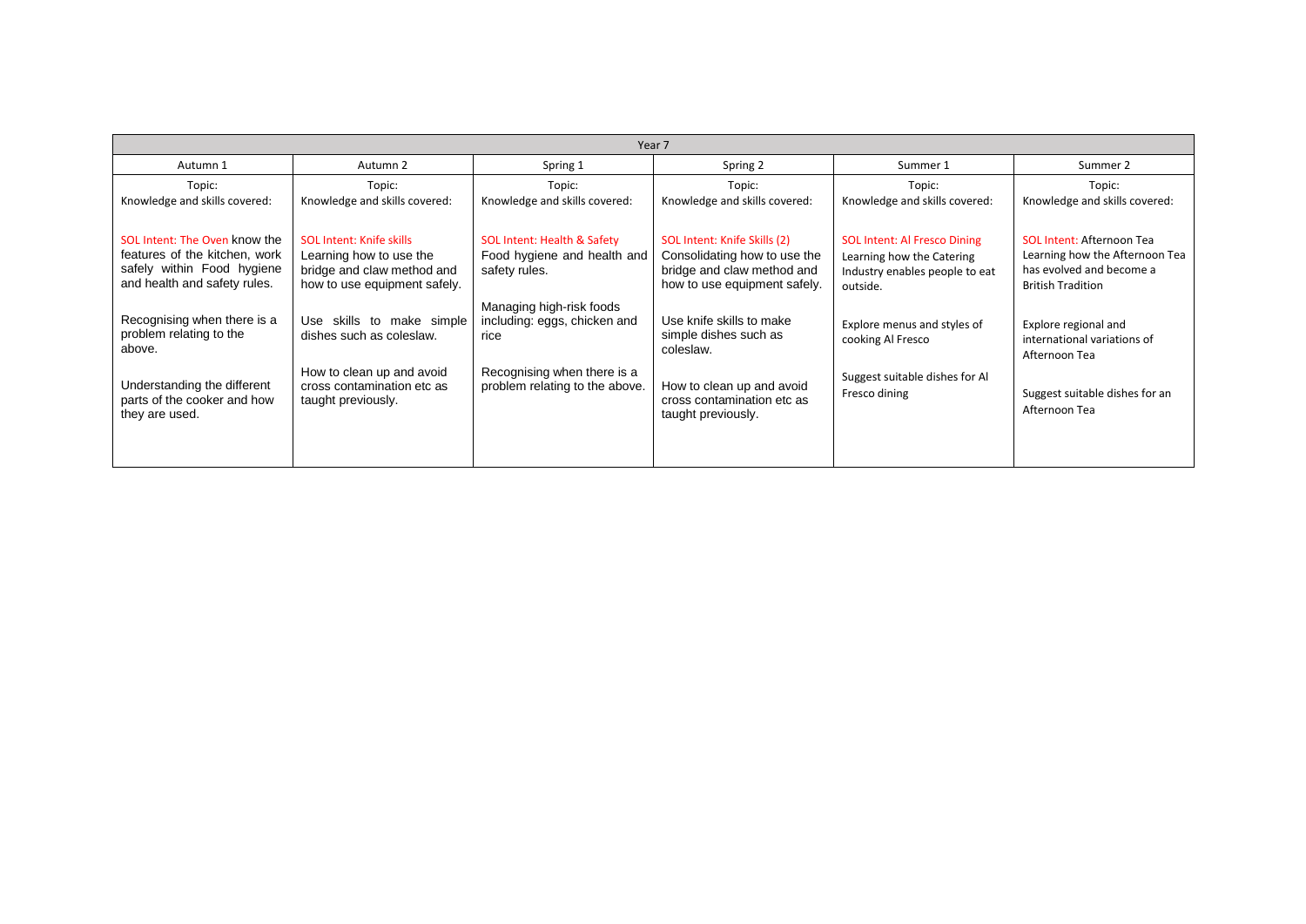| Year 7 | | | | | |
|---|---|---|---|---|---|
| Autumn 1 | Autumn 2 | Spring 1 | Spring 2 | Summer 1 | Summer 2 |
| Topic:<br>Knowledge and skills covered:<br><br>SOL Intent: The Oven know the features of the kitchen, work safely within Food hygiene and health and safety rules.<br><br>Recognising when there is a problem relating to the above.<br><br>Understanding the different parts of the cooker and how they are used. | Topic:<br>Knowledge and skills covered:<br><br>SOL Intent: Knife skills<br>Learning how to use the bridge and claw method and how to use equipment safely.<br><br>Use skills to make simple dishes such as coleslaw.<br><br>How to clean up and avoid cross contamination etc as taught previously. | Topic:<br>Knowledge and skills covered:<br><br>SOL Intent: Health & Safety<br>Food hygiene and health and safety rules.<br><br>Managing high-risk foods including: eggs, chicken and rice<br><br>Recognising when there is a problem relating to the above. | Topic:<br>Knowledge and skills covered:<br><br>SOL Intent: Knife Skills (2)<br>Consolidating how to use the bridge and claw method and how to use equipment safely.<br><br>Use knife skills to make simple dishes such as coleslaw.<br><br>How to clean up and avoid cross contamination etc as taught previously. | Topic:<br>Knowledge and skills covered:<br><br>SOL Intent: Al Fresco Dining<br>Learning how the Catering Industry enables people to eat outside.<br><br>Explore menus and styles of cooking Al Fresco<br><br>Suggest suitable dishes for Al Fresco dining | Topic:<br>Knowledge and skills covered:<br><br>SOL Intent: Afternoon Tea<br>Learning how the Afternoon Tea has evolved and become a British Tradition<br><br>Explore regional and international variations of Afternoon Tea<br><br>Suggest suitable dishes for an Afternoon Tea |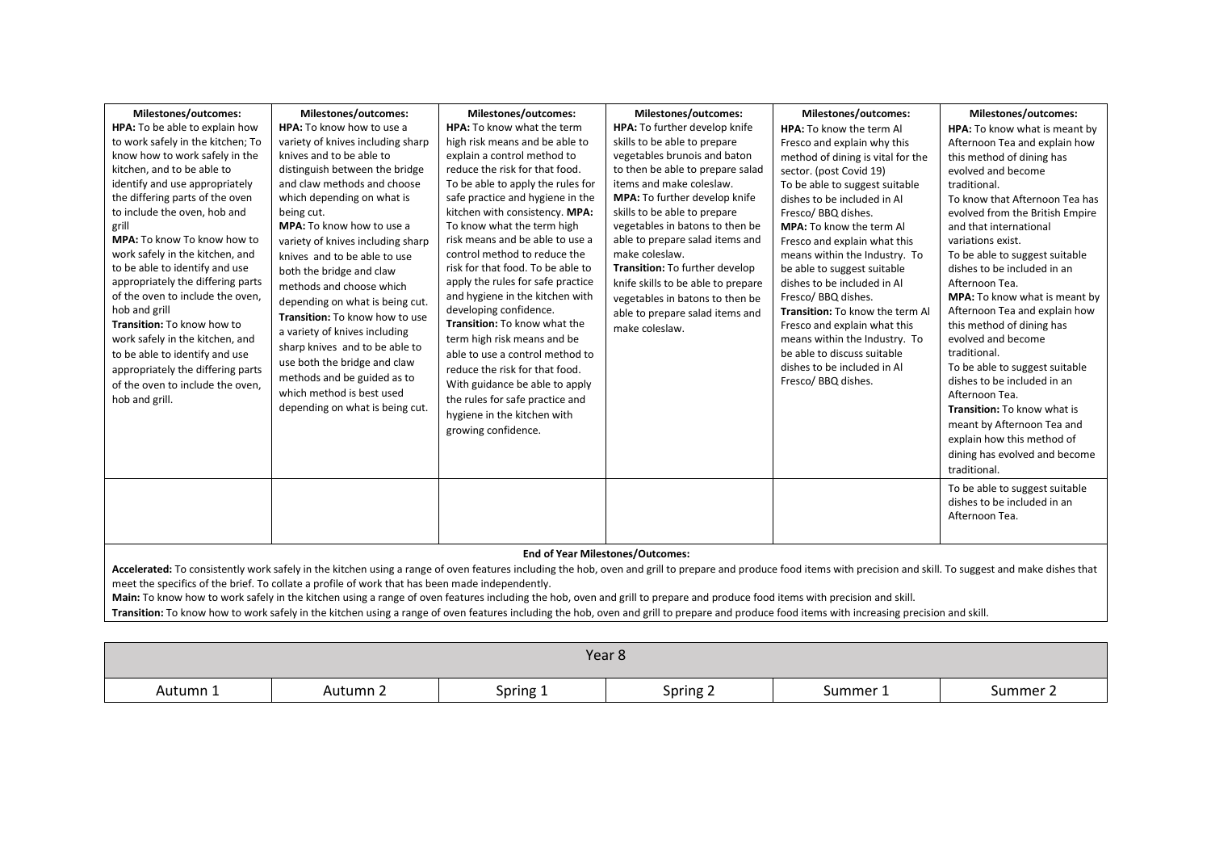| Milestones/outcomes: | Milestones/outcomes: | Milestones/outcomes: | Milestones/outcomes: | Milestones/outcomes: | Milestones/outcomes: |
|---|---|---|---|---|---|
| **HPA:** To be able to explain how to work safely in the kitchen; To know how to work safely in the kitchen, and to be able to identify and use appropriately the differing parts of the oven to include the oven, hob and grill<br>**MPA:** To know To know how to work safely in the kitchen, and to be able to identify and use appropriately the differing parts of the oven to include the oven, hob and grill<br>**Transition:** To know how to work safely in the kitchen, and to be able to identify and use appropriately the differing parts of the oven to include the oven, hob and grill. | **HPA:** To know how to use a variety of knives including sharp knives and to be able to distinguish between the bridge and claw methods and choose which depending on what is being cut.<br>**MPA:** To know how to use a variety of knives including sharp knives and to be able to use both the bridge and claw methods and choose which depending on what is being cut.<br>**Transition:** To know how to use a variety of knives including sharp knives and to be able to use both the bridge and claw methods and be guided as to which method is best used depending on what is being cut. | **HPA:** To know what the term high risk means and be able to explain a control method to reduce the risk for that food. To be able to apply the rules for safe practice and hygiene in the kitchen with consistency. **MPA:** To know what the term high risk means and be able to use a control method to reduce the risk for that food. To be able to apply the rules for safe practice and hygiene in the kitchen with developing confidence.<br>**Transition:** To know what the term high risk means and be able to use a control method to reduce the risk for that food. With guidance be able to apply the rules for safe practice and hygiene in the kitchen with growing confidence. | **HPA:** To further develop knife skills to be able to prepare vegetables brunois and baton to then be able to prepare salad items and make coleslaw.<br>**MPA:** To further develop knife skills to be able to prepare vegetables in batons to then be able to prepare salad items and make coleslaw.<br>**Transition:** To further develop knife skills to be able to prepare vegetables in batons to then be able to prepare salad items and make coleslaw. | **HPA:** To know the term Al Fresco and explain why this method of dining is vital for the sector. (post Covid 19)<br>To be able to suggest suitable dishes to be included in Al Fresco/ BBQ dishes.<br>**MPA:** To know the term Al Fresco and explain what this means within the Industry. To be able to suggest suitable dishes to be included in Al Fresco/ BBQ dishes.<br>**Transition:** To know the term Al Fresco and explain what this means within the Industry. To be able to discuss suitable dishes to be included in Al Fresco/ BBQ dishes. | **HPA:** To know what is meant by Afternoon Tea and explain how this method of dining has evolved and become traditional.<br>To know that Afternoon Tea has evolved from the British Empire and that international variations exist.<br>To be able to suggest suitable dishes to be included in an Afternoon Tea.<br>**MPA:** To know what is meant by Afternoon Tea and explain how this method of dining has evolved and become traditional.<br>To be able to suggest suitable dishes to be included in an Afternoon Tea.<br>**Transition:** To know what is meant by Afternoon Tea and explain how this method of dining has evolved and become traditional. |
| | | | | | To be able to suggest suitable dishes to be included in an Afternoon Tea. |

**End of Year Milestones/Outcomes:**

**Accelerated:** To consistently work safely in the kitchen using a range of oven features including the hob, oven and grill to prepare and produce food items with precision and skill. To suggest and make dishes that meet the specifics of the brief. To collate a profile of work that has been made independently.

**Main:** To know how to work safely in the kitchen using a range of oven features including the hob, oven and grill to prepare and produce food items with precision and skill.

**Transition:** To know how to work safely in the kitchen using a range of oven features including the hob, oven and grill to prepare and produce food items with increasing precision and skill.

| Year 8 | | | | | |
|---|---|---|---|---|---|
| Autumn 1 | Autumn 2 | Spring 1 | Spring 2 | Summer 1 | Summer 2 |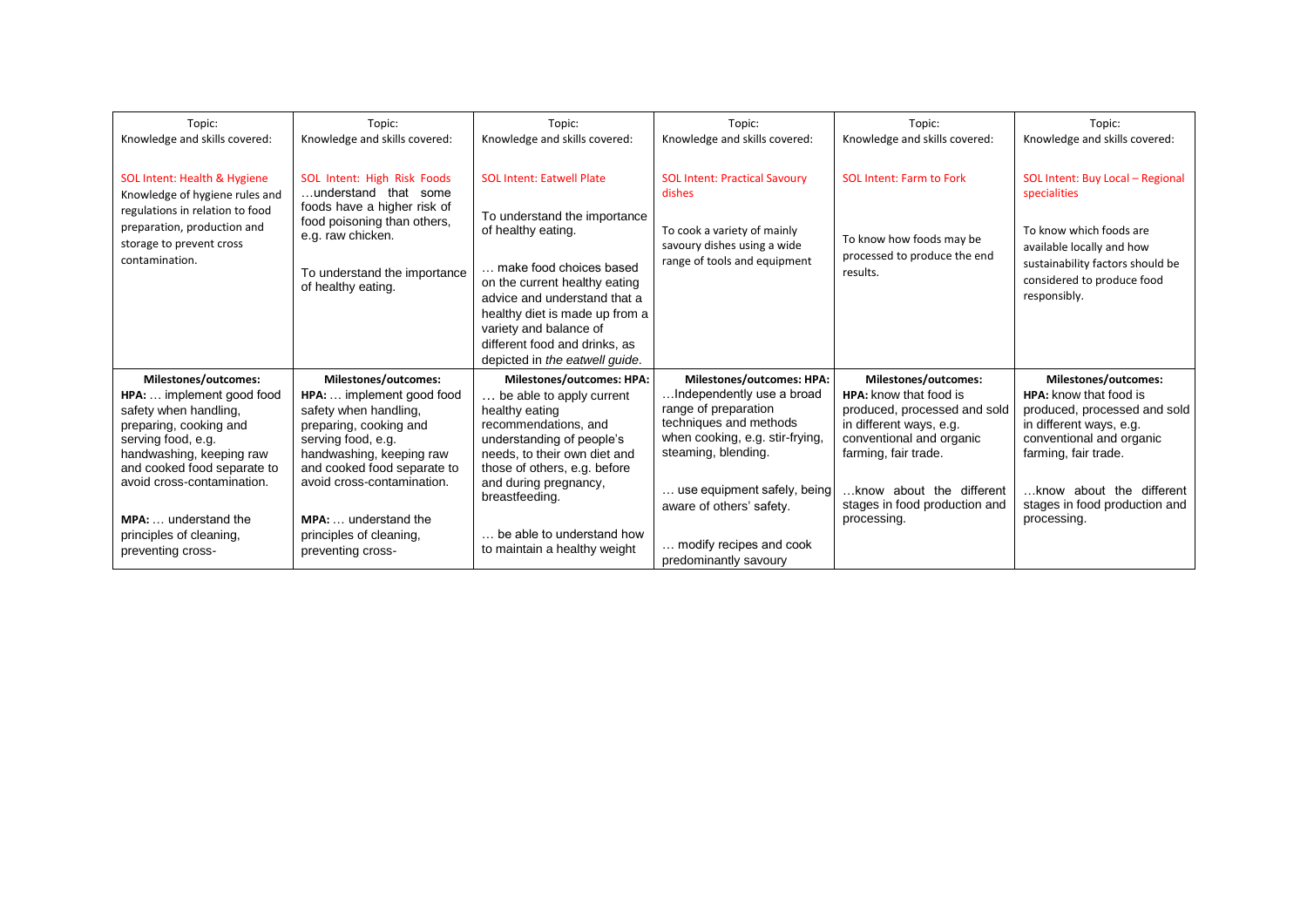| Topic:<br>Knowledge and skills covered:<br><br>SOL Intent: Health & Hygiene<br>Knowledge of hygiene rules and regulations in relation to food preparation, production and storage to prevent cross contamination. | Topic:<br>Knowledge and skills covered:<br><br>SOL Intent: High Risk Foods<br>…understand that some foods have a higher risk of food poisoning than others, e.g. raw chicken.<br><br>To understand the importance of healthy eating. | Topic:<br>Knowledge and skills covered:<br><br>SOL Intent: Eatwell Plate<br><br>To understand the importance of healthy eating.<br><br>… make food choices based on the current healthy eating advice and understand that a healthy diet is made up from a variety and balance of different food and drinks, as depicted in *the eatwell guide*. | Topic:<br>Knowledge and skills covered:<br><br>SOL Intent: Practical Savoury dishes<br><br>To cook a variety of mainly savoury dishes using a wide range of tools and equipment | Topic:<br>Knowledge and skills covered:<br><br>SOL Intent: Farm to Fork<br><br>To know how foods may be processed to produce the end results. | Topic:<br>Knowledge and skills covered:<br><br>SOL Intent: Buy Local – Regional specialities<br><br>To know which foods are available locally and how sustainability factors should be considered to produce food responsibly. |
|---|---|---|---|---|---|
| **Milestones/outcomes:**<br>**HPA:** … implement good food safety when handling, preparing, cooking and serving food, e.g. handwashing, keeping raw and cooked food separate to avoid cross-contamination.<br><br>**MPA:** … understand the principles of cleaning, preventing cross- | **Milestones/outcomes:**<br>**HPA:** … implement good food safety when handling, preparing, cooking and serving food, e.g. handwashing, keeping raw and cooked food separate to avoid cross-contamination.<br><br>**MPA:** … understand the principles of cleaning, preventing cross- | **Milestones/outcomes: HPA:**<br>… be able to apply current healthy eating recommendations, and understanding of people's needs, to their own diet and those of others, e.g. before and during pregnancy, breastfeeding.<br><br>… be able to understand how to maintain a healthy weight | **Milestones/outcomes: HPA:**<br>…Independently use a broad range of preparation techniques and methods when cooking, e.g. stir-frying, steaming, blending.<br><br>… use equipment safely, being aware of others' safety.<br><br>… modify recipes and cook predominantly savoury | **Milestones/outcomes:**<br>**HPA:** know that food is produced, processed and sold in different ways, e.g. conventional and organic farming, fair trade.<br><br>…know about the different stages in food production and processing. | **Milestones/outcomes:**<br>**HPA:** know that food is produced, processed and sold in different ways, e.g. conventional and organic farming, fair trade.<br><br>…know about the different stages in food production and processing. |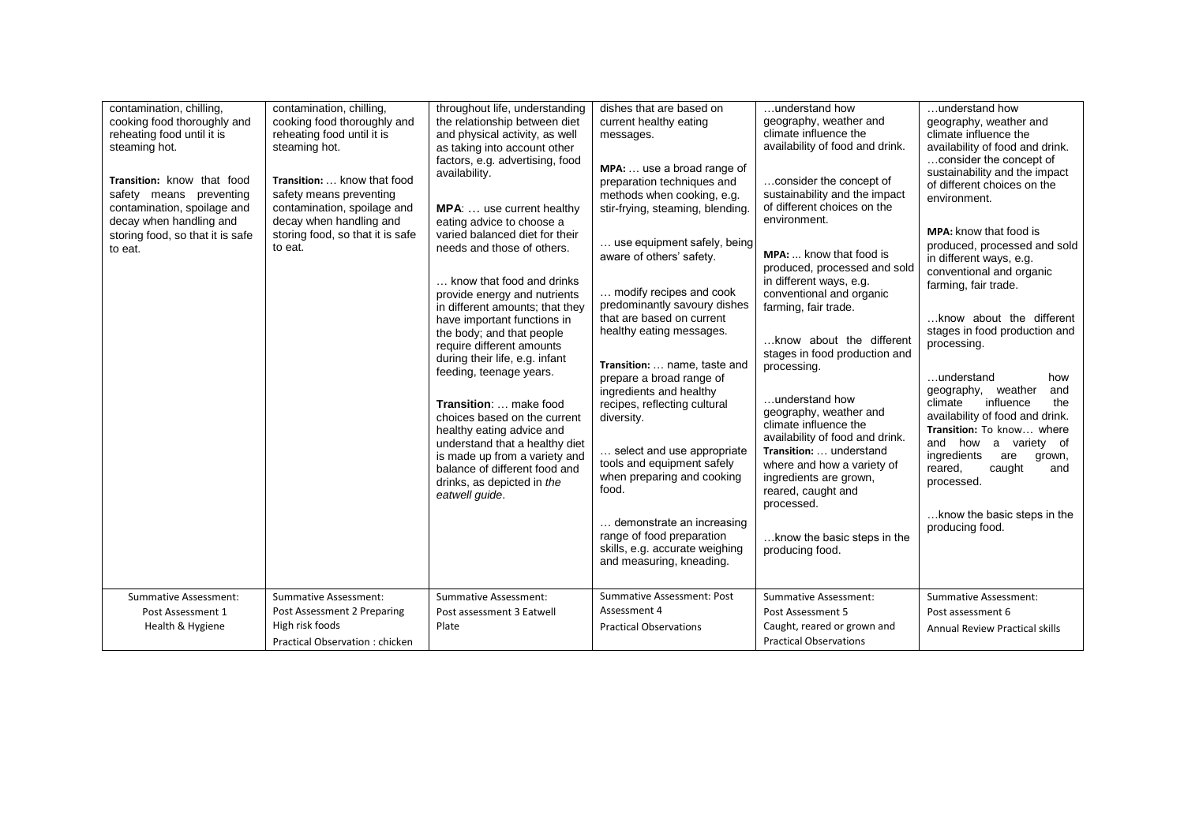| | | | | | |
|---|---|---|---|---|---|
| contamination, chilling, cooking food thoroughly and reheating food until it is steaming hot.<br><br>**Transition:** know that food safety means preventing contamination, spoilage and decay when handling and storing food, so that it is safe to eat. | contamination, chilling, cooking food thoroughly and reheating food until it is steaming hot.<br><br>**Transition:** … know that food safety means preventing contamination, spoilage and decay when handling and storing food, so that it is safe to eat. | throughout life, understanding the relationship between diet and physical activity, as well as taking into account other factors, e.g. advertising, food availability.<br><br>**MPA**: … use current healthy eating advice to choose a varied balanced diet for their needs and those of others.<br><br>… know that food and drinks provide energy and nutrients in different amounts; that they have important functions in the body; and that people require different amounts during their life, e.g. infant feeding, teenage years.<br><br>**Transition**: … make food choices based on the current healthy eating advice and understand that a healthy diet is made up from a variety and balance of different food and drinks, as depicted in *the eatwell guide*. | dishes that are based on current healthy eating messages.<br><br>**MPA:** … use a broad range of preparation techniques and methods when cooking, e.g. stir-frying, steaming, blending.<br><br>… use equipment safely, being aware of others' safety.<br><br>… modify recipes and cook predominantly savoury dishes that are based on current healthy eating messages.<br><br>**Transition:** … name, taste and prepare a broad range of ingredients and healthy recipes, reflecting cultural diversity.<br><br>… select and use appropriate tools and equipment safely when preparing and cooking food.<br><br>… demonstrate an increasing range of food preparation skills, e.g. accurate weighing and measuring, kneading. | …understand how geography, weather and climate influence the availability of food and drink.<br><br>…consider the concept of sustainability and the impact of different choices on the environment.<br><br>**MPA:** ... know that food is produced, processed and sold in different ways, e.g. conventional and organic farming, fair trade.<br><br>…know about the different stages in food production and processing.<br><br>…understand how geography, weather and climate influence the availability of food and drink.<br>**Transition:** … understand where and how a variety of ingredients are grown, reared, caught and processed.<br><br>…know the basic steps in the producing food. | …understand how geography, weather and climate influence the availability of food and drink.<br>…consider the concept of sustainability and the impact of different choices on the environment.<br><br>**MPA:** know that food is produced, processed and sold in different ways, e.g. conventional and organic farming, fair trade.<br><br>…know about the different stages in food production and processing.<br><br>…understand how geography, weather and climate influence the availability of food and drink.<br>**Transition:** To know… where and how a variety of ingredients are grown, reared, caught and processed.<br><br>…know the basic steps in the producing food. |
| Summative Assessment:<br>Post Assessment 1<br>Health & Hygiene | Summative Assessment:<br>Post Assessment 2 Preparing High risk foods<br>Practical Observation : chicken | Summative Assessment:<br>Post assessment 3 Eatwell Plate | Summative Assessment: Post Assessment 4<br>Practical Observations | Summative Assessment:<br>Post Assessment 5<br>Caught, reared or grown and Practical Observations | Summative Assessment:<br>Post assessment 6<br>Annual Review Practical skills |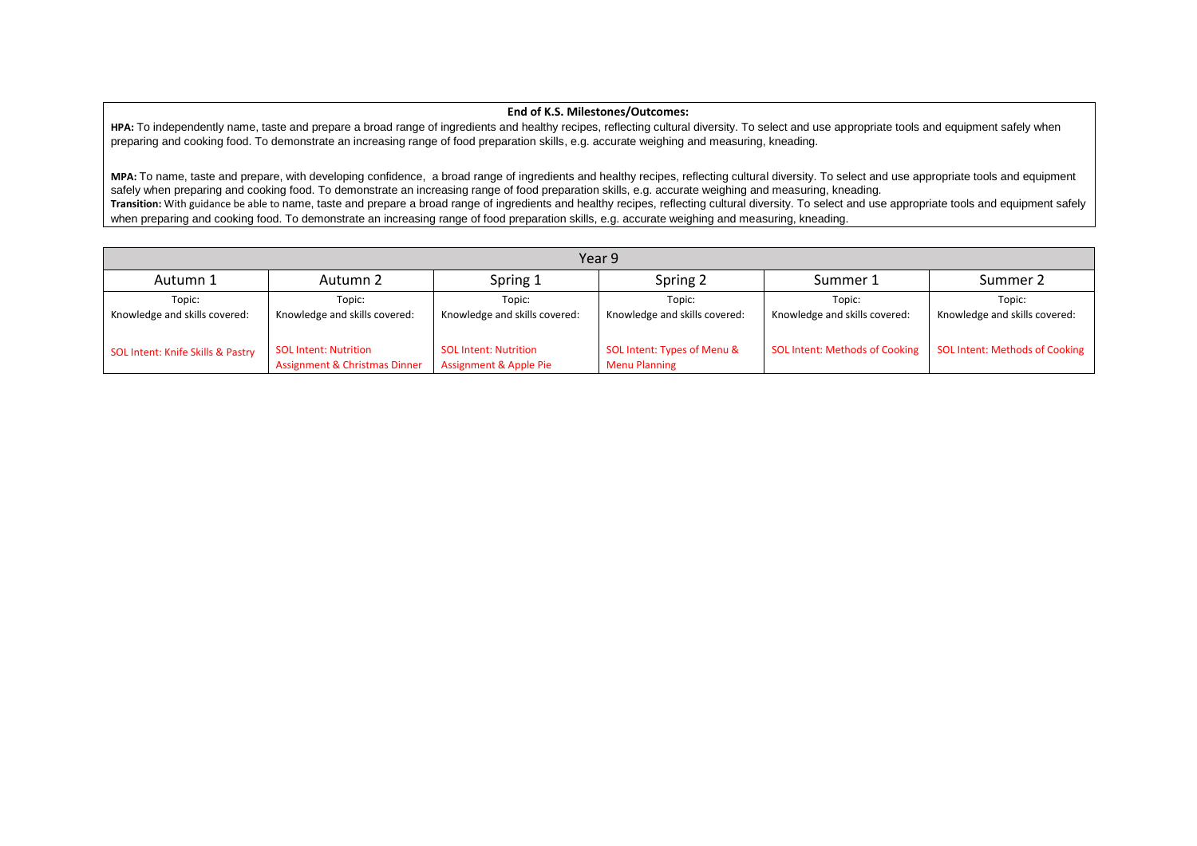**End of K.S. Milestones/Outcomes:**

**HPA:** To independently name, taste and prepare a broad range of ingredients and healthy recipes, reflecting cultural diversity. To select and use appropriate tools and equipment safely when preparing and cooking food. To demonstrate an increasing range of food preparation skills, e.g. accurate weighing and measuring, kneading.

**MPA:** To name, taste and prepare, with developing confidence, a broad range of ingredients and healthy recipes, reflecting cultural diversity. To select and use appropriate tools and equipment safely when preparing and cooking food. To demonstrate an increasing range of food preparation skills, e.g. accurate weighing and measuring, kneading.

**Transition:** With guidance be able to name, taste and prepare a broad range of ingredients and healthy recipes, reflecting cultural diversity. To select and use appropriate tools and equipment safely when preparing and cooking food. To demonstrate an increasing range of food preparation skills, e.g. accurate weighing and measuring, kneading.

| Year 9 | | | | | |
|---|---|---|---|---|---|
| Autumn 1 | Autumn 2 | Spring 1 | Spring 2 | Summer 1 | Summer 2 |
| Topic:<br>Knowledge and skills covered:<br><br>SOL Intent: Knife Skills & Pastry | Topic:<br>Knowledge and skills covered:<br><br>SOL Intent: Nutrition Assignment & Christmas Dinner | Topic:<br>Knowledge and skills covered:<br><br>SOL Intent: Nutrition Assignment & Apple Pie | Topic:<br>Knowledge and skills covered:<br><br>SOL Intent: Types of Menu & Menu Planning | Topic:<br>Knowledge and skills covered:<br><br>SOL Intent: Methods of Cooking | Topic:<br>Knowledge and skills covered:<br><br>SOL Intent: Methods of Cooking |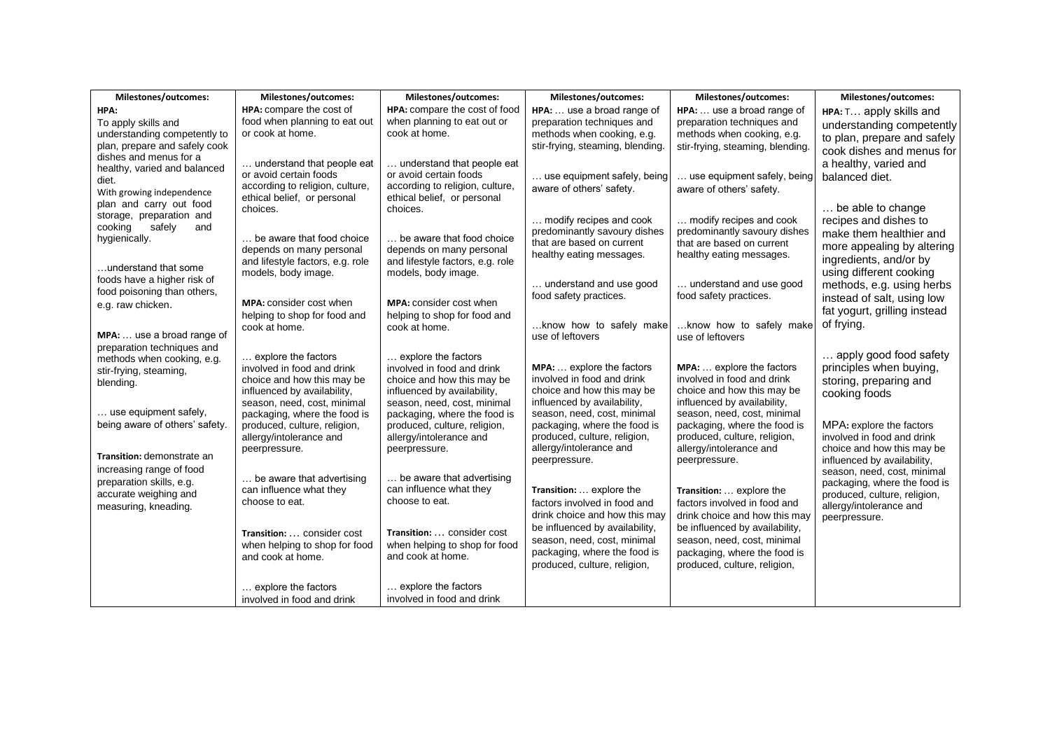| Milestones/outcomes: | Milestones/outcomes: | Milestones/outcomes: | Milestones/outcomes: | Milestones/outcomes: | Milestones/outcomes: |
|---|---|---|---|---|---|
| **HPA:**<br>To apply skills and understanding competently to plan, prepare and safely cook dishes and menus for a healthy, varied and balanced diet.<br>With growing independence plan and carry out food storage, preparation and cooking safely and hygienically.<br><br>…understand that some foods have a higher risk of food poisoning than others, e.g. raw chicken.<br><br>**MPA:** … use a broad range of preparation techniques and methods when cooking, e.g. stir-frying, steaming, blending.<br><br>… use equipment safely, being aware of others' safety.<br><br>**Transition:** demonstrate an increasing range of food preparation skills, e.g. accurate weighing and measuring, kneading. | **HPA:** compare the cost of food when planning to eat out or cook at home.<br><br>… understand that people eat or avoid certain foods according to religion, culture, ethical belief, or personal choices.<br><br>… be aware that food choice depends on many personal and lifestyle factors, e.g. role models, body image.<br><br>**MPA:** consider cost when helping to shop for food and cook at home.<br><br>… explore the factors involved in food and drink choice and how this may be influenced by availability, season, need, cost, minimal packaging, where the food is produced, culture, religion, allergy/intolerance and peerpressure.<br><br>… be aware that advertising can influence what they choose to eat.<br><br>**Transition:** … consider cost when helping to shop for food and cook at home.<br><br>… explore the factors involved in food and drink | **HPA:** compare the cost of food when planning to eat out or cook at home.<br><br>… understand that people eat or avoid certain foods according to religion, culture, ethical belief, or personal choices.<br><br>… be aware that food choice depends on many personal and lifestyle factors, e.g. role models, body image.<br><br>**MPA:** consider cost when helping to shop for food and cook at home.<br><br>… explore the factors involved in food and drink choice and how this may be influenced by availability, season, need, cost, minimal packaging, where the food is produced, culture, religion, allergy/intolerance and peerpressure.<br><br>… be aware that advertising can influence what they choose to eat.<br><br>**Transition:** … consider cost when helping to shop for food and cook at home.<br><br>… explore the factors involved in food and drink | **HPA:** … use a broad range of preparation techniques and methods when cooking, e.g. stir-frying, steaming, blending.<br><br>… use equipment safely, being aware of others' safety.<br><br>… modify recipes and cook predominantly savoury dishes that are based on current healthy eating messages.<br><br>… understand and use good food safety practices.<br><br>…know how to safely make use of leftovers<br><br>**MPA:** … explore the factors involved in food and drink choice and how this may be influenced by availability, season, need, cost, minimal packaging, where the food is produced, culture, religion, allergy/intolerance and peerpressure.<br><br>**Transition:** … explore the factors involved in food and drink choice and how this may be influenced by availability, season, need, cost, minimal packaging, where the food is produced, culture, religion, | **HPA:** … use a broad range of preparation techniques and methods when cooking, e.g. stir-frying, steaming, blending.<br><br>… use equipment safely, being aware of others' safety.<br><br>… modify recipes and cook predominantly savoury dishes that are based on current healthy eating messages.<br><br>… understand and use good food safety practices.<br><br>…know how to safely make use of leftovers<br><br>**MPA:** … explore the factors involved in food and drink choice and how this may be influenced by availability, season, need, cost, minimal packaging, where the food is produced, culture, religion, allergy/intolerance and peerpressure.<br><br>**Transition:** … explore the factors involved in food and drink choice and how this may be influenced by availability, season, need, cost, minimal packaging, where the food is produced, culture, religion, | **HPA:** T… apply skills and understanding competently to plan, prepare and safely cook dishes and menus for a healthy, varied and balanced diet.<br><br>… be able to change recipes and dishes to make them healthier and more appealing by altering ingredients, and/or by using different cooking methods, e.g. using herbs instead of salt, using low fat yogurt, grilling instead of frying.<br><br>… apply good food safety principles when buying, storing, preparing and cooking foods<br><br>MPA: explore the factors involved in food and drink choice and how this may be influenced by availability, season, need, cost, minimal packaging, where the food is produced, culture, religion, allergy/intolerance and peerpressure. |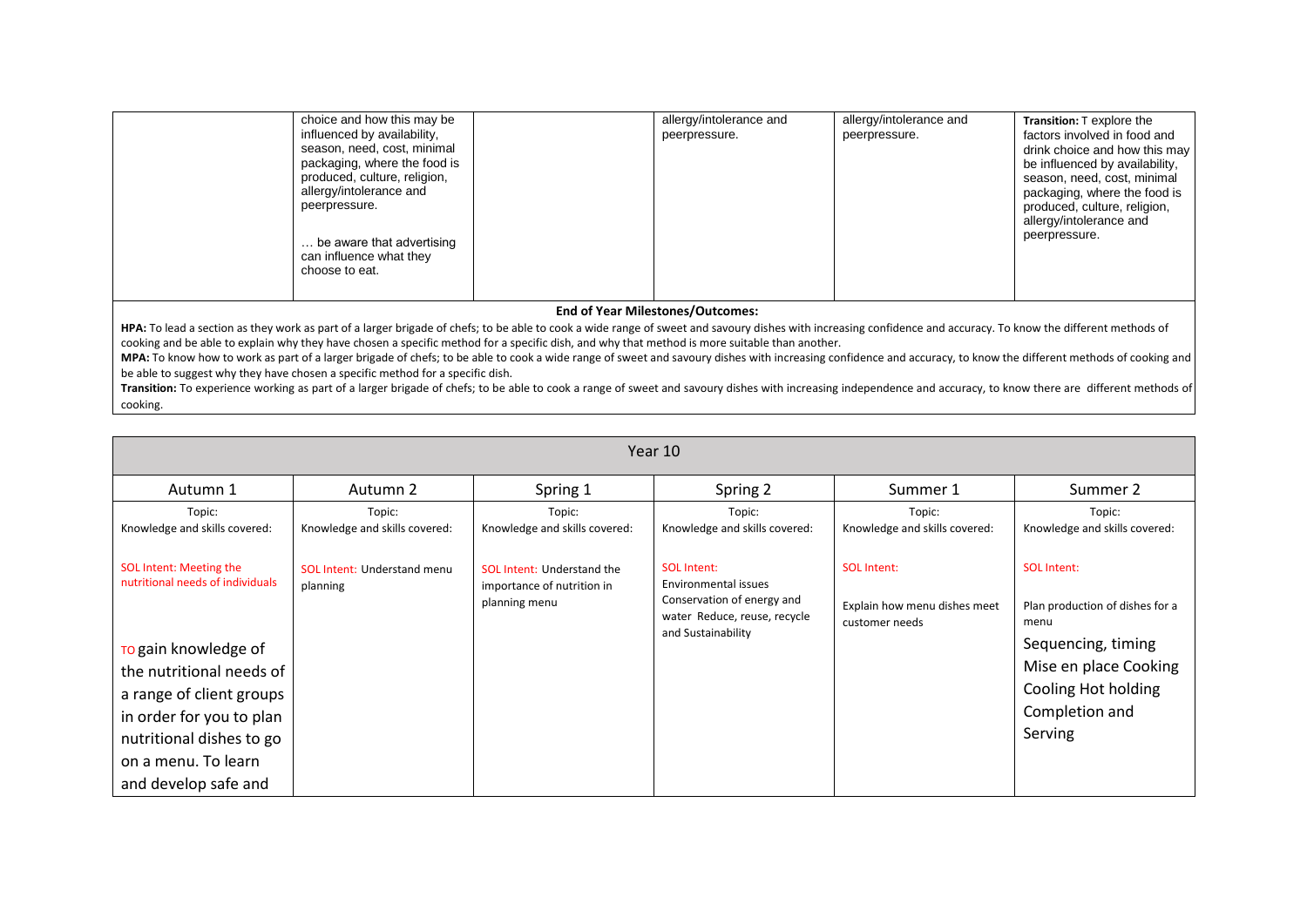| | | | | | |
|---|---|---|---|---|---|
| | choice and how this may be influenced by availability, season, need, cost, minimal packaging, where the food is produced, culture, religion, allergy/intolerance and peerpressure.<br><br>… be aware that advertising can influence what they choose to eat. | | allergy/intolerance and peerpressure. | allergy/intolerance and peerpressure. | **Transition:** T explore the factors involved in food and drink choice and how this may be influenced by availability, season, need, cost, minimal packaging, where the food is produced, culture, religion, allergy/intolerance and peerpressure. |

**End of Year Milestones/Outcomes:**

**HPA:** To lead a section as they work as part of a larger brigade of chefs; to be able to cook a wide range of sweet and savoury dishes with increasing confidence and accuracy. To know the different methods of cooking and be able to explain why they have chosen a specific method for a specific dish, and why that method is more suitable than another.

**MPA:** To know how to work as part of a larger brigade of chefs; to be able to cook a wide range of sweet and savoury dishes with increasing confidence and accuracy, to know the different methods of cooking and be able to suggest why they have chosen a specific method for a specific dish.

**Transition:** To experience working as part of a larger brigade of chefs; to be able to cook a range of sweet and savoury dishes with increasing independence and accuracy, to know there are different methods of cooking.

| Year 10 | | | | | |
|---|---|---|---|---|---|
| Autumn 1 | Autumn 2 | Spring 1 | Spring 2 | Summer 1 | Summer 2 |
| Topic:<br>Knowledge and skills covered:<br><br>SOL Intent: Meeting the nutritional needs of individuals<br><br>TO gain knowledge of the nutritional needs of a range of client groups in order for you to plan nutritional dishes to go on a menu. To learn and develop safe and | Topic:<br>Knowledge and skills covered:<br><br>SOL Intent: Understand menu planning | Topic:<br>Knowledge and skills covered:<br><br>SOL Intent: Understand the importance of nutrition in planning menu | Topic:<br>Knowledge and skills covered:<br><br>SOL Intent:<br>Environmental issues<br>Conservation of energy and water Reduce, reuse, recycle and Sustainability | Topic:<br>Knowledge and skills covered:<br><br>SOL Intent:<br><br>Explain how menu dishes meet customer needs | Topic:<br>Knowledge and skills covered:<br><br>SOL Intent:<br><br>Plan production of dishes for a menu<br><br>Sequencing, timing<br>Mise en place Cooking<br>Cooling Hot holding<br>Completion and Serving |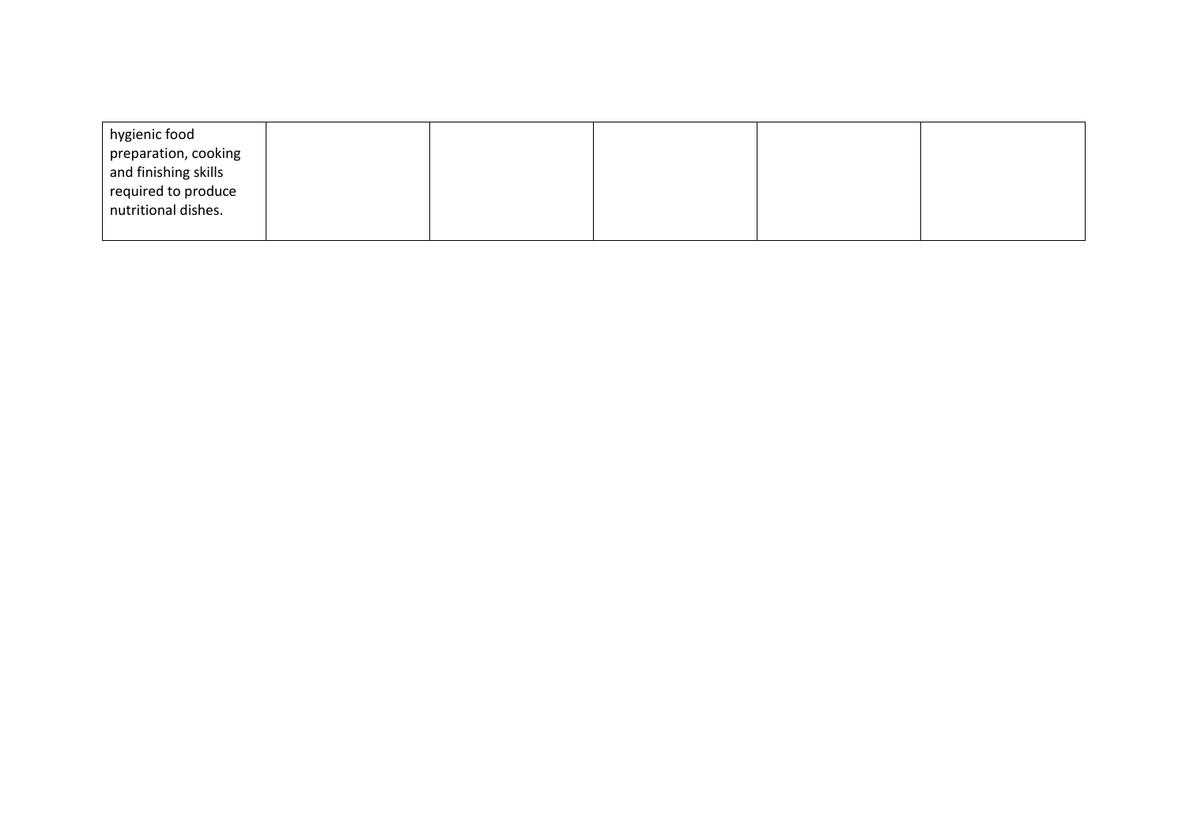| | | | | | |
|---|---|---|---|---|---|
| hygienic food preparation, cooking and finishing skills required to produce nutritional dishes. | | | | | |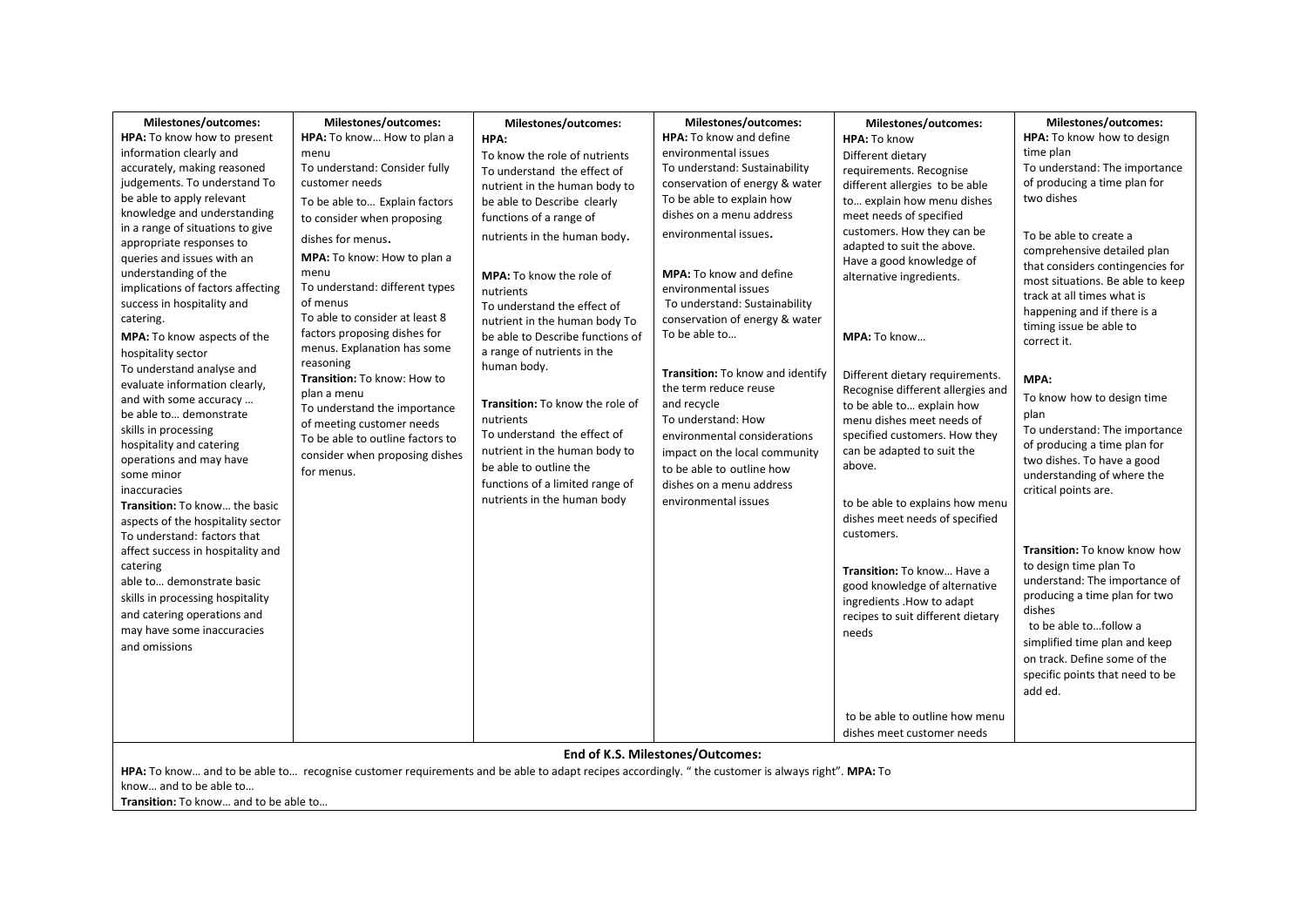| Milestones/outcomes: | Milestones/outcomes: | Milestones/outcomes: | Milestones/outcomes: | Milestones/outcomes: | Milestones/outcomes: |
|---|---|---|---|---|---|
| **HPA:** To know how to present information clearly and accurately, making reasoned judgements. To understand To be able to apply relevant knowledge and understanding in a range of situations to give appropriate responses to queries and issues with an understanding of the implications of factors affecting success in hospitality and catering.<br>**MPA:** To know aspects of the hospitality sector<br>To understand analyse and evaluate information clearly, and with some accuracy …<br>be able to… demonstrate skills in processing hospitality and catering operations and may have some minor inaccuracies<br>**Transition:** To know… the basic aspects of the hospitality sector<br>To understand: factors that affect success in hospitality and catering<br>able to… demonstrate basic skills in processing hospitality and catering operations and may have some inaccuracies and omissions | **HPA:** To know… How to plan a menu<br>To understand: Consider fully customer needs<br>To be able to… Explain factors to consider when proposing dishes for menus.<br>**MPA:** To know: How to plan a menu<br>To understand: different types of menus<br>To able to consider at least 8 factors proposing dishes for menus. Explanation has some reasoning<br>**Transition:** To know: How to plan a menu<br>To understand the importance of meeting customer needs<br>To be able to outline factors to consider when proposing dishes for menus. | **HPA:**<br>To know the role of nutrients<br>To understand the effect of nutrient in the human body to be able to Describe clearly functions of a range of nutrients in the human body.<br>**MPA:** To know the role of nutrients<br>To understand the effect of nutrient in the human body To be able to Describe functions of a range of nutrients in the human body.<br>**Transition:** To know the role of nutrients<br>To understand the effect of nutrient in the human body to be able to outline the functions of a limited range of nutrients in the human body | **HPA:** To know and define environmental issues<br>To understand: Sustainability conservation of energy & water<br>To be able to explain how dishes on a menu address environmental issues.<br>**MPA:** To know and define environmental issues<br>To understand: Sustainability conservation of energy & water<br>To be able to…<br>**Transition:** To know and identify the term reduce reuse and recycle<br>To understand: How environmental considerations impact on the local community to be able to outline how dishes on a menu address environmental issues | **HPA:** To know<br>Different dietary requirements. Recognise different allergies to be able to… explain how menu dishes meet needs of specified customers. How they can be adapted to suit the above. Have a good knowledge of alternative ingredients.<br>**MPA:** To know…<br>Different dietary requirements. Recognise different allergies and to be able to… explain how menu dishes meet needs of specified customers. How they can be adapted to suit the above.<br>to be able to explains how menu dishes meet needs of specified customers.<br>**Transition:** To know… Have a good knowledge of alternative ingredients .How to adapt recipes to suit different dietary needs<br>to be able to outline how menu dishes meet customer needs | **HPA:** To know how to design time plan<br>To understand: The importance of producing a time plan for two dishes<br>To be able to create a comprehensive detailed plan that considers contingencies for most situations. Be able to keep track at all times what is happening and if there is a timing issue be able to correct it.<br>**MPA:**<br>To know how to design time plan<br>To understand: The importance of producing a time plan for two dishes. To have a good understanding of where the critical points are.<br>**Transition:** To know know how to design time plan To understand: The importance of producing a time plan for two dishes<br>to be able to…follow a simplified time plan and keep on track. Define some of the specific points that need to be add ed. |
| **End of K.S. Milestones/Outcomes:**<br>**HPA:** To know… and to be able to… recognise customer requirements and be able to adapt recipes accordingly. " the customer is always right". **MPA:** To know… and to be able to…<br>**Transition:** To know… and to be able to… | | | | | |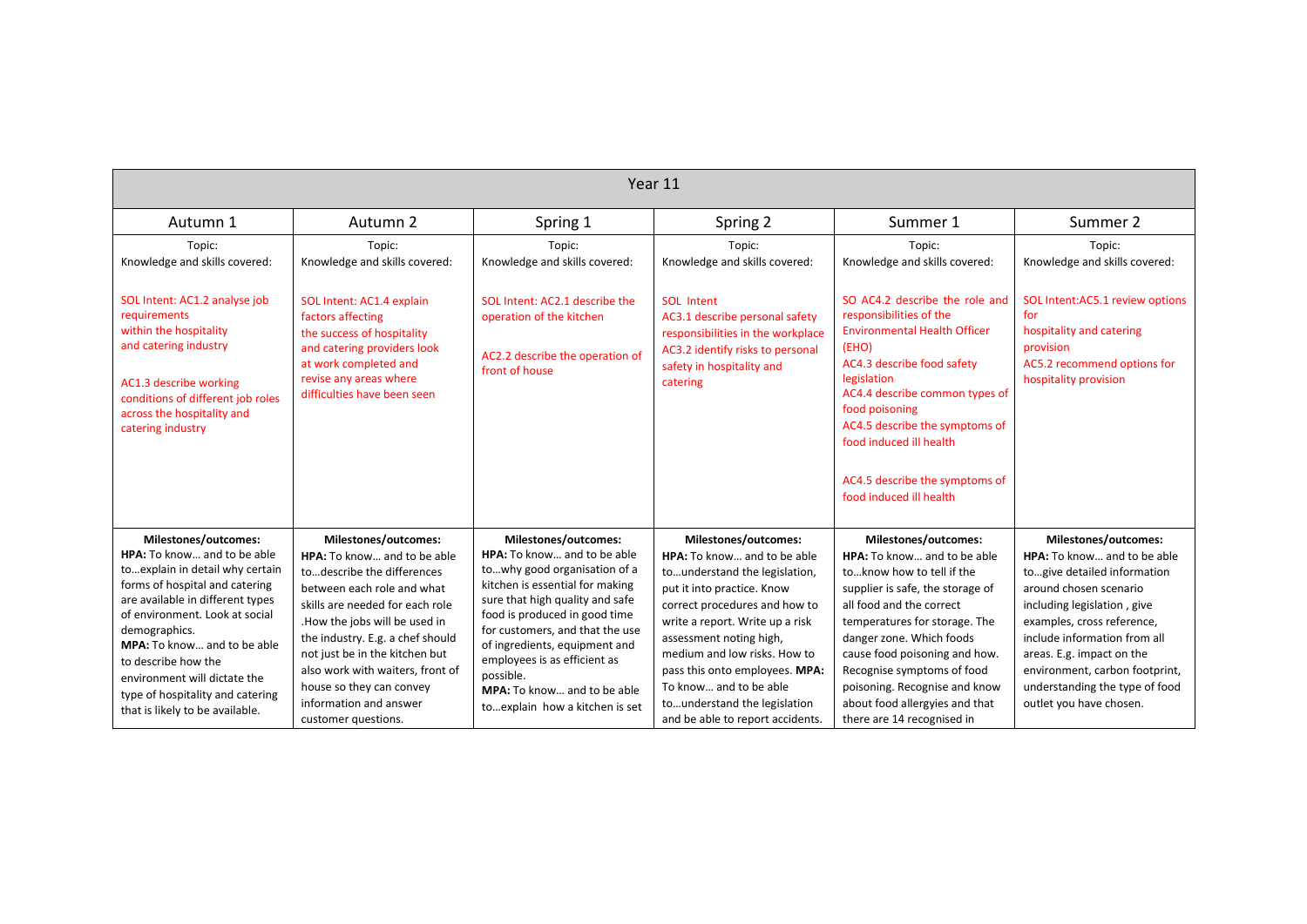| Year 11 | | | | | |
|---|---|---|---|---|---|
| Autumn 1 | Autumn 2 | Spring 1 | Spring 2 | Summer 1 | Summer 2 |
| Topic:<br>Knowledge and skills covered:<br><br>SOL Intent: AC1.2 analyse job requirements within the hospitality and catering industry<br><br>AC1.3 describe working conditions of different job roles across the hospitality and catering industry | Topic:<br>Knowledge and skills covered:<br><br>SOL Intent: AC1.4 explain factors affecting the success of hospitality and catering providers look at work completed and revise any areas where difficulties have been seen | Topic:<br>Knowledge and skills covered:<br><br>SOL Intent: AC2.1 describe the operation of the kitchen<br><br>AC2.2 describe the operation of front of house | Topic:<br>Knowledge and skills covered:<br><br>SOL Intent<br>AC3.1 describe personal safety responsibilities in the workplace<br>AC3.2 identify risks to personal safety in hospitality and catering | Topic:<br>Knowledge and skills covered:<br><br>SO AC4.2 describe the role and responsibilities of the Environmental Health Officer (EHO)<br>AC4.3 describe food safety legislation<br>AC4.4 describe common types of food poisoning<br>AC4.5 describe the symptoms of food induced ill health<br><br>AC4.5 describe the symptoms of food induced ill health | Topic:<br>Knowledge and skills covered:<br><br>SOL Intent:AC5.1 review options for hospitality and catering provision<br>AC5.2 recommend options for hospitality provision |
| **Milestones/outcomes:**<br>**HPA:** To know… and to be able to…explain in detail why certain forms of hospital and catering are available in different types of environment. Look at social demographics.<br>**MPA:** To know… and to be able to describe how the environment will dictate the type of hospitality and catering that is likely to be available. | **Milestones/outcomes:**<br>**HPA:** To know… and to be able to…describe the differences between each role and what skills are needed for each role .How the jobs will be used in the industry. E.g. a chef should not just be in the kitchen but also work with waiters, front of house so they can convey information and answer customer questions. | **Milestones/outcomes:**<br>**HPA:** To know… and to be able to…why good organisation of a kitchen is essential for making sure that high quality and safe food is produced in good time for customers, and that the use of ingredients, equipment and employees is as efficient as possible.<br>**MPA:** To know… and to be able to…explain how a kitchen is set | **Milestones/outcomes:**<br>**HPA:** To know… and to be able to…understand the legislation, put it into practice. Know correct procedures and how to write a report. Write up a risk assessment noting high, medium and low risks. How to pass this onto employees. **MPA:** To know… and to be able to…understand the legislation and be able to report accidents. | **Milestones/outcomes:**<br>**HPA:** To know… and to be able to…know how to tell if the supplier is safe, the storage of all food and the correct temperatures for storage. The danger zone. Which foods cause food poisoning and how. Recognise symptoms of food poisoning. Recognise and know about food allergyies and that there are 14 recognised in | **Milestones/outcomes:**<br>**HPA:** To know… and to be able to…give detailed information around chosen scenario including legislation , give examples, cross reference, include information from all areas. E.g. impact on the environment, carbon footprint, understanding the type of food outlet you have chosen. |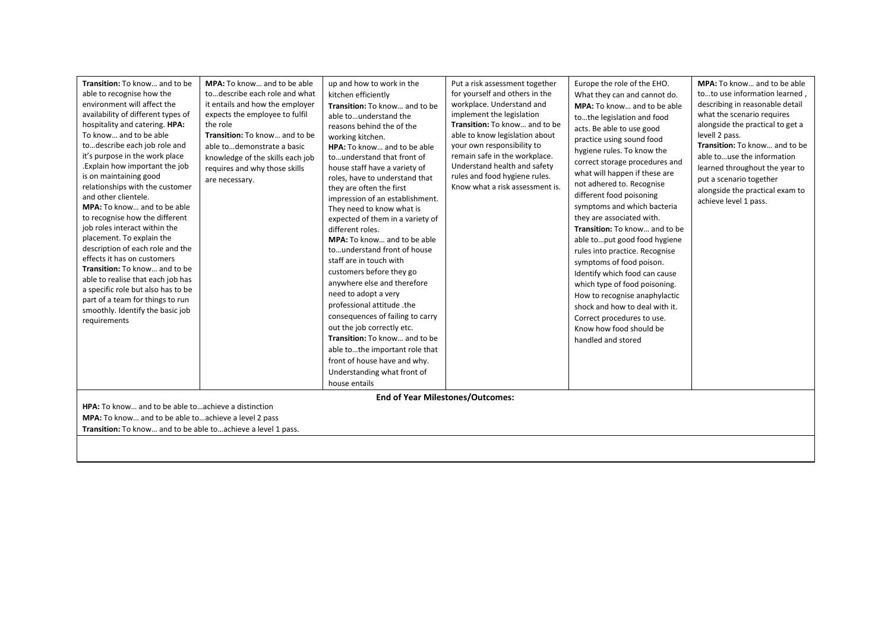| | | | | | |
|---|---|---|---|---|---|
| **Transition:** To know… and to be able to recognise how the environment will affect the availability of different types of hospitality and catering. **HPA:** To know… and to be able to…describe each job role and it's purpose in the work place .Explain how important the job is on maintaining good relationships with the customer and other clientele. **MPA:** To know… and to be able to recognise how the different job roles interact within the placement. To explain the description of each role and the effects it has on customers **Transition:** To know… and to be able to realise that each job has a specific role but also has to be part of a team for things to run smoothly. Identify the basic job requirements | **MPA:** To know… and to be able to…describe each role and what it entails and how the employer expects the employee to fulfil the role **Transition:** To know… and to be able to…demonstrate a basic knowledge of the skills each job requires and why those skills are necessary. | up and how to work in the kitchen efficiently **Transition:** To know… and to be able to…understand the reasons behind the of the working kitchen. **HPA:** To know… and to be able to…understand that front of house staff have a variety of roles, have to understand that they are often the first impression of an establishment. They need to know what is expected of them in a variety of different roles. **MPA:** To know… and to be able to…understand front of house staff are in touch with customers before they go anywhere else and therefore need to adopt a very professional attitude .the consequences of failing to carry out the job correctly etc. **Transition:** To know… and to be able to…the important role that front of house have and why. Understanding what front of house entails | Put a risk assessment together for yourself and others in the workplace. Understand and implement the legislation **Transition:** To know… and to be able to know legislation about your own responsibility to remain safe in the workplace. Understand health and safety rules and food hygiene rules. Know what a risk assessment is. | Europe the role of the EHO. What they can and cannot do. **MPA:** To know… and to be able to…the legislation and food acts. Be able to use good practice using sound food hygiene rules. To know the correct storage procedures and what will happen if these are not adhered to. Recognise different food poisoning symptoms and which bacteria they are associated with. **Transition:** To know… and to be able to…put good food hygiene rules into practice. Recognise symptoms of food poison. Identify which food can cause which type of food poisoning. How to recognise anaphylactic shock and how to deal with it. Correct procedures to use. Know how food should be handled and stored | **MPA:** To know… and to be able to…to use information learned , describing in reasonable detail what the scenario requires alongside the practical to get a levell 2 pass. **Transition:** To know… and to be able to…use the information learned throughout the year to put a scenario together alongside the practical exam to achieve level 1 pass. |

**End of Year Milestones/Outcomes:**

**HPA:** To know… and to be able to…achieve a distinction

**MPA:** To know… and to be able to…achieve a level 2 pass

**Transition:** To know… and to be able to…achieve a level 1 pass.